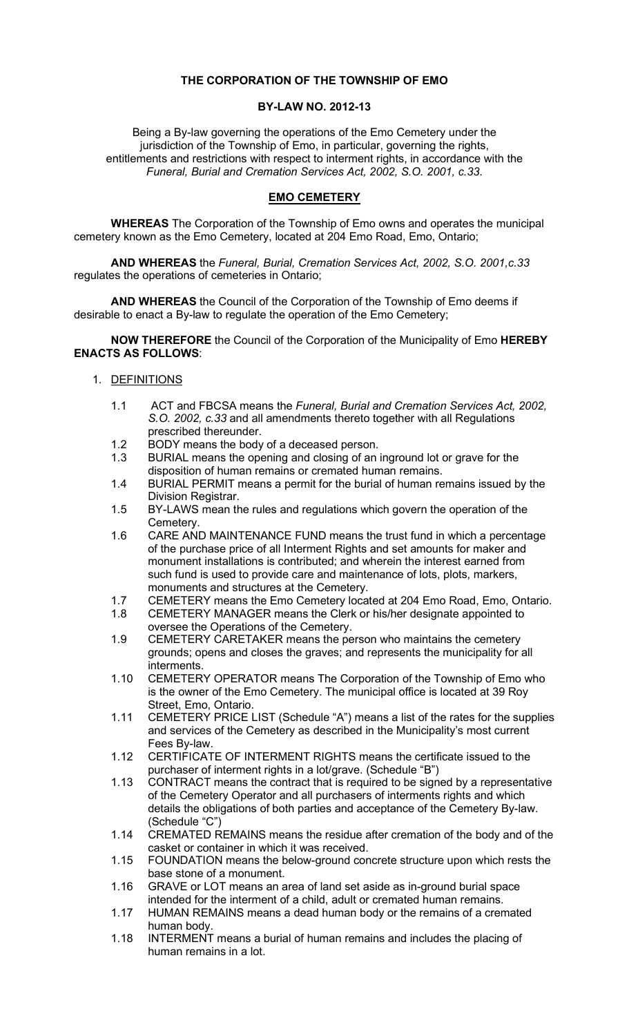**THE CORPORATION OF THE TOWNSHIP OF EMO**

**BY-LAW NO. 2012-13**

Being a By-law governing the operations of the Emo Cemetery under the jurisdiction of the Township of Emo, in particular, governing the rights, entitlements and restrictions with respect to interment rights, in accordance with the *Funeral, Burial and Cremation Services Act, 2002, S.O. 2001, c.33*.

**EMO CEMETERY**

**WHEREAS** The Corporation of the Township of Emo owns and operates the municipal cemetery known as the Emo Cemetery, located at 204 Emo Road, Emo, Ontario;

**AND WHEREAS** the *Funeral, Burial, Cremation Services Act, 2002, S.O. 2001,c.33* regulates the operations of cemeteries in Ontario;

**AND WHEREAS** the Council of the Corporation of the Township of Emo deems if desirable to enact a By-law to regulate the operation of the Emo Cemetery;

**NOW THEREFORE** the Council of the Corporation of the Municipality of Emo **HEREBY ENACTS AS FOLLOWS**:

1. DEFINITIONS

   1.1 ACT and FBCSA means the *Funeral, Burial and Cremation Services Act, 2002, S.O. 2002, c.33* and all amendments thereto together with all Regulations prescribed thereunder.
   1.2 BODY means the body of a deceased person.
   1.3 BURIAL means the opening and closing of an inground lot or grave for the disposition of human remains or cremated human remains.
   1.4 BURIAL PERMIT means a permit for the burial of human remains issued by the Division Registrar.
   1.5 BY-LAWS mean the rules and regulations which govern the operation of the Cemetery.
   1.6 CARE AND MAINTENANCE FUND means the trust fund in which a percentage of the purchase price of all Interment Rights and set amounts for maker and monument installations is contributed; and wherein the interest earned from such fund is used to provide care and maintenance of lots, plots, markers, monuments and structures at the Cemetery.
   1.7 CEMETERY means the Emo Cemetery located at 204 Emo Road, Emo, Ontario.
   1.8 CEMETERY MANAGER means the Clerk or his/her designate appointed to oversee the Operations of the Cemetery.
   1.9 CEMETERY CARETAKER means the person who maintains the cemetery grounds; opens and closes the graves; and represents the municipality for all interments.
   1.10 CEMETERY OPERATOR means The Corporation of the Township of Emo who is the owner of the Emo Cemetery. The municipal office is located at 39 Roy Street, Emo, Ontario.
   1.11 CEMETERY PRICE LIST (Schedule "A") means a list of the rates for the supplies and services of the Cemetery as described in the Municipality's most current Fees By-law.
   1.12 CERTIFICATE OF INTERMENT RIGHTS means the certificate issued to the purchaser of interment rights in a lot/grave. (Schedule "B")
   1.13 CONTRACT means the contract that is required to be signed by a representative of the Cemetery Operator and all purchasers of interments rights and which details the obligations of both parties and acceptance of the Cemetery By-law. (Schedule "C")
   1.14 CREMATED REMAINS means the residue after cremation of the body and of the casket or container in which it was received.
   1.15 FOUNDATION means the below-ground concrete structure upon which rests the base stone of a monument.
   1.16 GRAVE or LOT means an area of land set aside as in-ground burial space intended for the interment of a child, adult or cremated human remains.
   1.17 HUMAN REMAINS means a dead human body or the remains of a cremated human body.
   1.18 INTERMENT means a burial of human remains and includes the placing of human remains in a lot.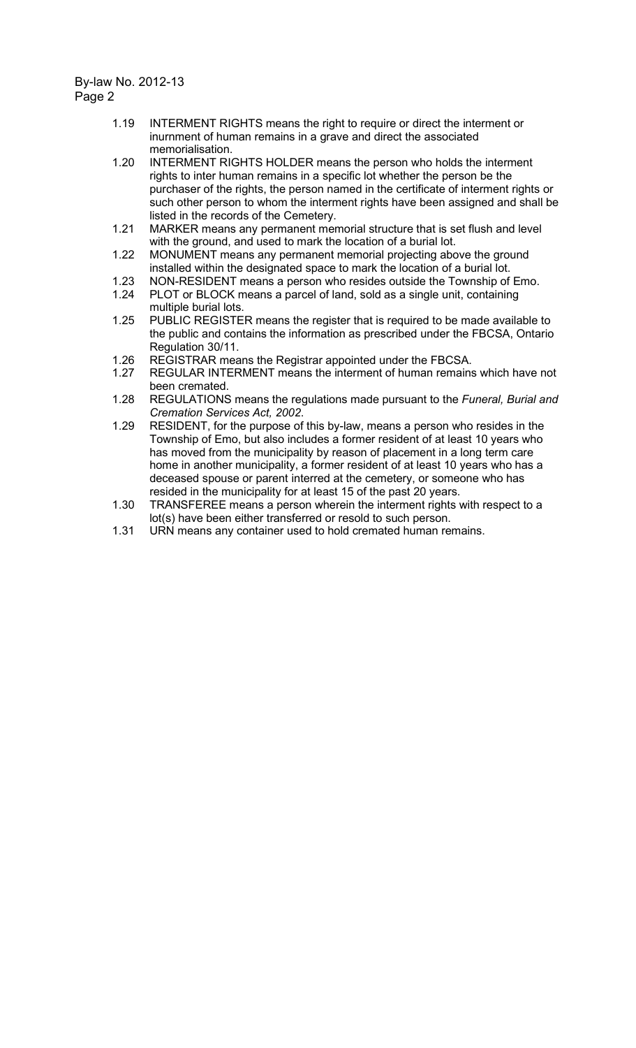1.19 INTERMENT RIGHTS means the right to require or direct the interment or inurnment of human remains in a grave and direct the associated memorialisation.

1.20 INTERMENT RIGHTS HOLDER means the person who holds the interment rights to inter human remains in a specific lot whether the person be the purchaser of the rights, the person named in the certificate of interment rights or such other person to whom the interment rights have been assigned and shall be listed in the records of the Cemetery.

1.21 MARKER means any permanent memorial structure that is set flush and level with the ground, and used to mark the location of a burial lot.

1.22 MONUMENT means any permanent memorial projecting above the ground installed within the designated space to mark the location of a burial lot.

1.23 NON-RESIDENT means a person who resides outside the Township of Emo.

1.24 PLOT or BLOCK means a parcel of land, sold as a single unit, containing multiple burial lots.

1.25 PUBLIC REGISTER means the register that is required to be made available to the public and contains the information as prescribed under the FBCSA, Ontario Regulation 30/11.

1.26 REGISTRAR means the Registrar appointed under the FBCSA.

1.27 REGULAR INTERMENT means the interment of human remains which have not been cremated.

1.28 REGULATIONS means the regulations made pursuant to the *Funeral, Burial and Cremation Services Act, 2002*.

1.29 RESIDENT, for the purpose of this by-law, means a person who resides in the Township of Emo, but also includes a former resident of at least 10 years who has moved from the municipality by reason of placement in a long term care home in another municipality, a former resident of at least 10 years who has a deceased spouse or parent interred at the cemetery, or someone who has resided in the municipality for at least 15 of the past 20 years.

1.30 TRANSFEREE means a person wherein the interment rights with respect to a lot(s) have been either transferred or resold to such person.

1.31 URN means any container used to hold cremated human remains.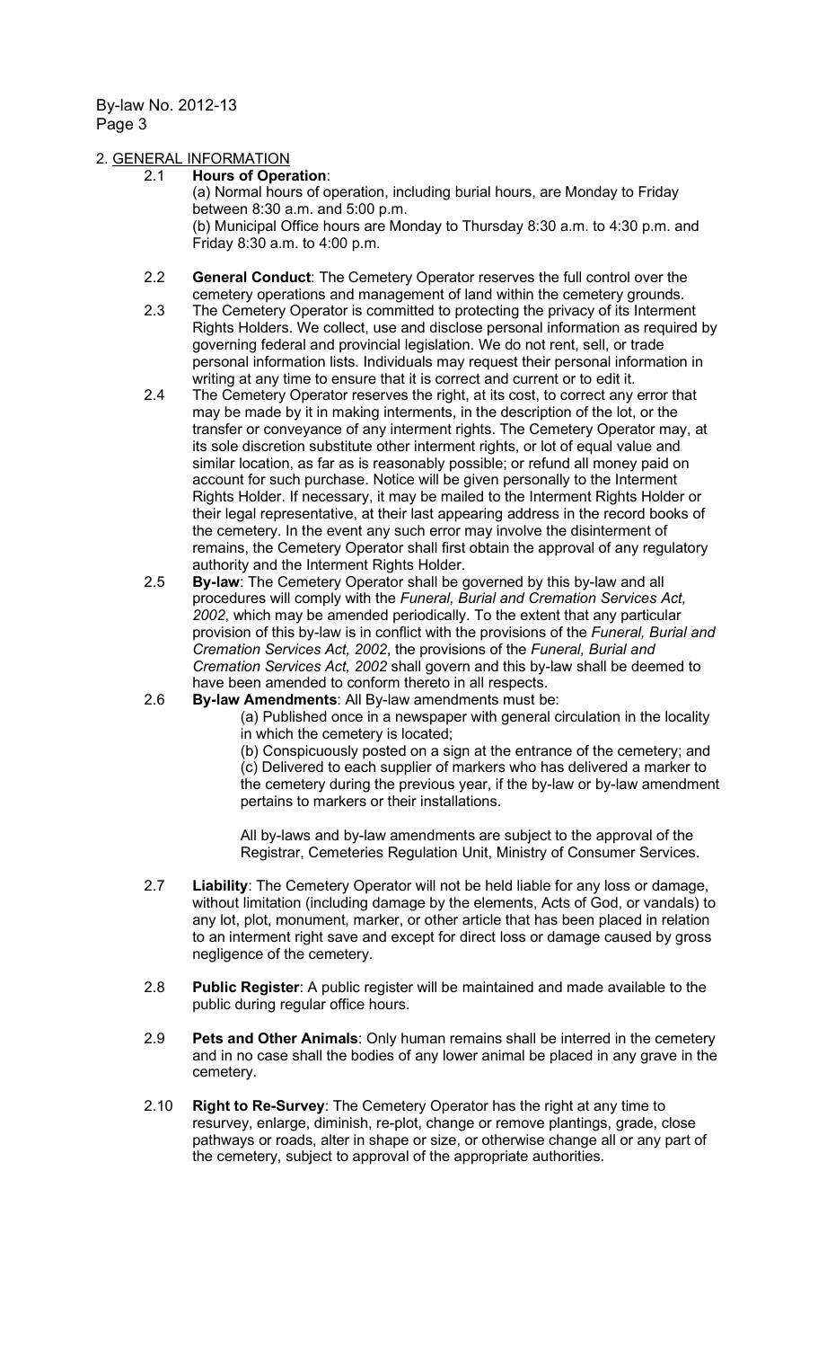## 2. GENERAL INFORMATION

2.1 **Hours of Operation**:

(a) Normal hours of operation, including burial hours, are Monday to Friday between 8:30 a.m. and 5:00 p.m.

(b) Municipal Office hours are Monday to Thursday 8:30 a.m. to 4:30 p.m. and Friday 8:30 a.m. to 4:00 p.m.

2.2 **General Conduct**: The Cemetery Operator reserves the full control over the cemetery operations and management of land within the cemetery grounds.

2.3 The Cemetery Operator is committed to protecting the privacy of its Interment Rights Holders. We collect, use and disclose personal information as required by governing federal and provincial legislation. We do not rent, sell, or trade personal information lists. Individuals may request their personal information in writing at any time to ensure that it is correct and current or to edit it.

2.4 The Cemetery Operator reserves the right, at its cost, to correct any error that may be made by it in making interments, in the description of the lot, or the transfer or conveyance of any interment rights. The Cemetery Operator may, at its sole discretion substitute other interment rights, or lot of equal value and similar location, as far as is reasonably possible; or refund all money paid on account for such purchase. Notice will be given personally to the Interment Rights Holder. If necessary, it may be mailed to the Interment Rights Holder or their legal representative, at their last appearing address in the record books of the cemetery. In the event any such error may involve the disinterment of remains, the Cemetery Operator shall first obtain the approval of any regulatory authority and the Interment Rights Holder.

2.5 **By-law**: The Cemetery Operator shall be governed by this by-law and all procedures will comply with the *Funeral, Burial and Cremation Services Act, 2002*, which may be amended periodically. To the extent that any particular provision of this by-law is in conflict with the provisions of the *Funeral, Burial and Cremation Services Act, 2002*, the provisions of the *Funeral, Burial and Cremation Services Act, 2002* shall govern and this by-law shall be deemed to have been amended to conform thereto in all respects.

2.6 **By-law Amendments**: All By-law amendments must be:

(a) Published once in a newspaper with general circulation in the locality in which the cemetery is located;

(b) Conspicuously posted on a sign at the entrance of the cemetery; and

(c) Delivered to each supplier of markers who has delivered a marker to the cemetery during the previous year, if the by-law or by-law amendment pertains to markers or their installations.

All by-laws and by-law amendments are subject to the approval of the Registrar, Cemeteries Regulation Unit, Ministry of Consumer Services.

2.7 **Liability**: The Cemetery Operator will not be held liable for any loss or damage, without limitation (including damage by the elements, Acts of God, or vandals) to any lot, plot, monument, marker, or other article that has been placed in relation to an interment right save and except for direct loss or damage caused by gross negligence of the cemetery.

2.8 **Public Register**: A public register will be maintained and made available to the public during regular office hours.

2.9 **Pets and Other Animals**: Only human remains shall be interred in the cemetery and in no case shall the bodies of any lower animal be placed in any grave in the cemetery.

2.10 **Right to Re-Survey**: The Cemetery Operator has the right at any time to resurvey, enlarge, diminish, re-plot, change or remove plantings, grade, close pathways or roads, alter in shape or size, or otherwise change all or any part of the cemetery, subject to approval of the appropriate authorities.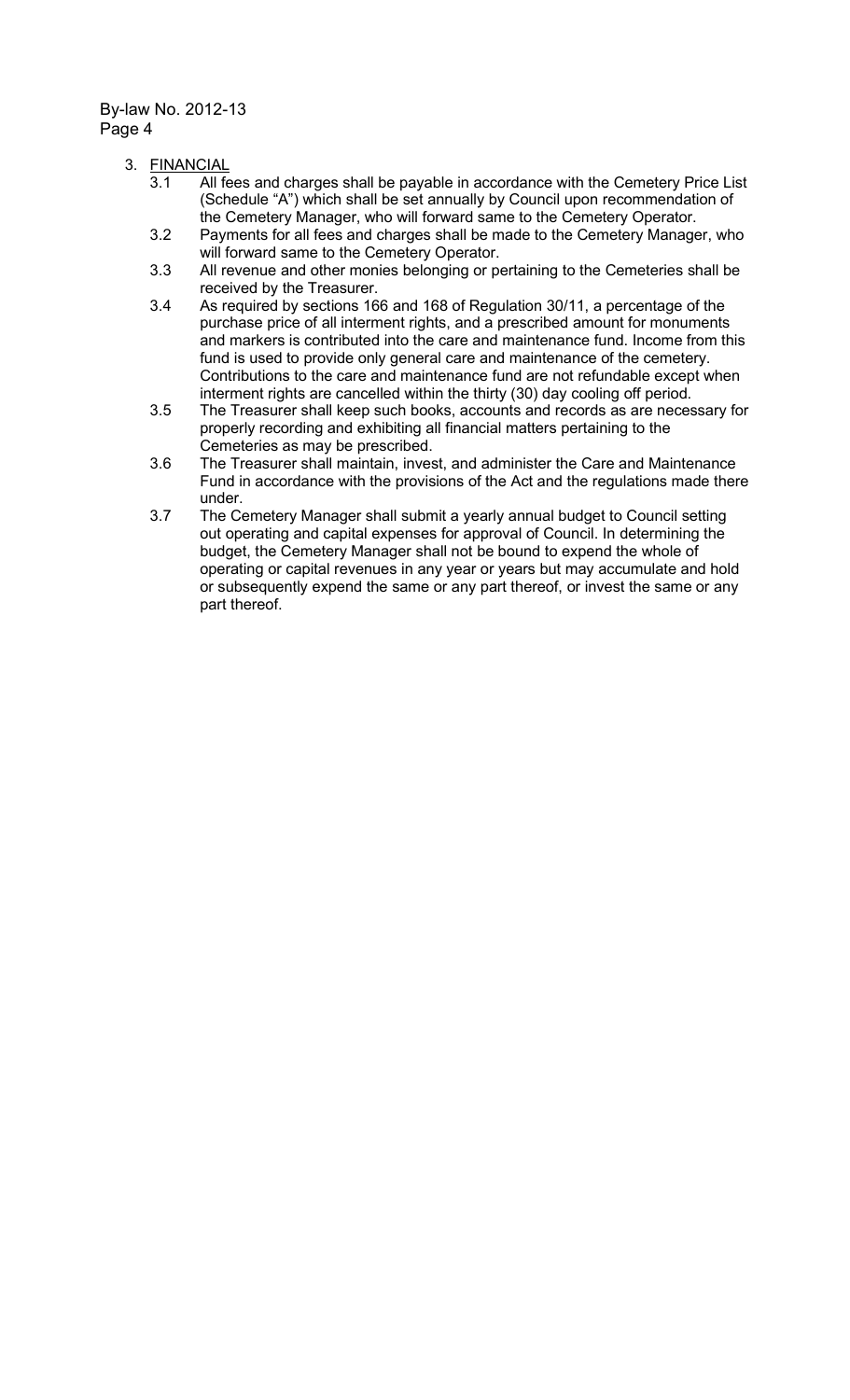3. <u>FINANCIAL</u>
   - 3.1 All fees and charges shall be payable in accordance with the Cemetery Price List (Schedule "A") which shall be set annually by Council upon recommendation of the Cemetery Manager, who will forward same to the Cemetery Operator.
   - 3.2 Payments for all fees and charges shall be made to the Cemetery Manager, who will forward same to the Cemetery Operator.
   - 3.3 All revenue and other monies belonging or pertaining to the Cemeteries shall be received by the Treasurer.
   - 3.4 As required by sections 166 and 168 of Regulation 30/11, a percentage of the purchase price of all interment rights, and a prescribed amount for monuments and markers is contributed into the care and maintenance fund. Income from this fund is used to provide only general care and maintenance of the cemetery. Contributions to the care and maintenance fund are not refundable except when interment rights are cancelled within the thirty (30) day cooling off period.
   - 3.5 The Treasurer shall keep such books, accounts and records as are necessary for properly recording and exhibiting all financial matters pertaining to the Cemeteries as may be prescribed.
   - 3.6 The Treasurer shall maintain, invest, and administer the Care and Maintenance Fund in accordance with the provisions of the Act and the regulations made there under.
   - 3.7 The Cemetery Manager shall submit a yearly annual budget to Council setting out operating and capital expenses for approval of Council. In determining the budget, the Cemetery Manager shall not be bound to expend the whole of operating or capital revenues in any year or years but may accumulate and hold or subsequently expend the same or any part thereof, or invest the same or any part thereof.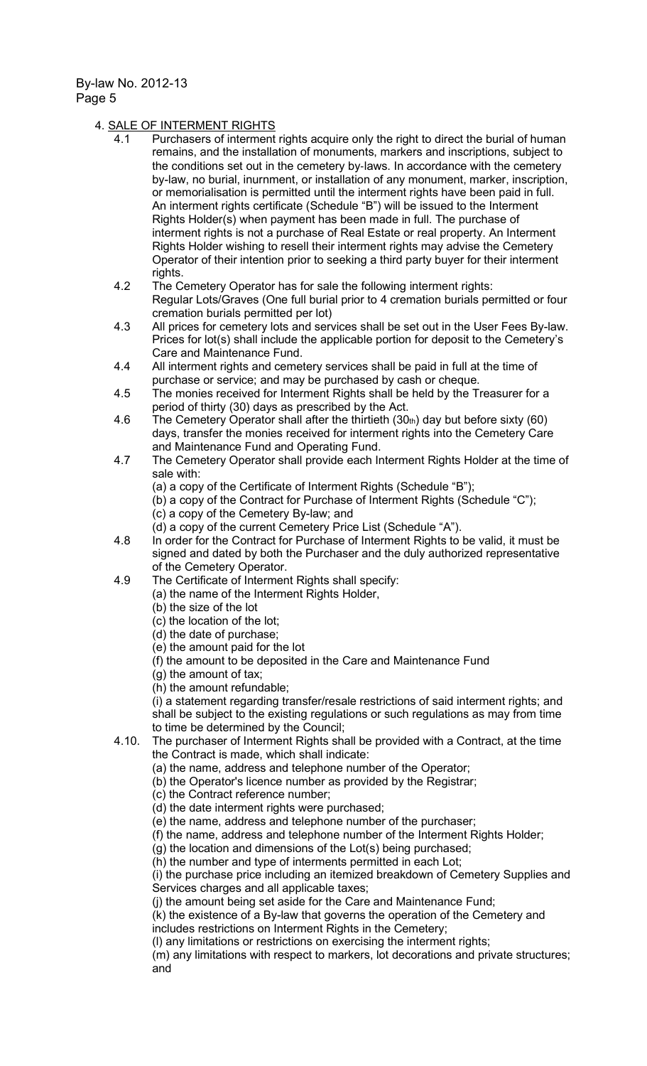## 4. SALE OF INTERMENT RIGHTS

4.1 Purchasers of interment rights acquire only the right to direct the burial of human remains, and the installation of monuments, markers and inscriptions, subject to the conditions set out in the cemetery by-laws. In accordance with the cemetery by-law, no burial, inurnment, or installation of any monument, marker, inscription, or memorialisation is permitted until the interment rights have been paid in full. An interment rights certificate (Schedule "B") will be issued to the Interment Rights Holder(s) when payment has been made in full. The purchase of interment rights is not a purchase of Real Estate or real property. An Interment Rights Holder wishing to resell their interment rights may advise the Cemetery Operator of their intention prior to seeking a third party buyer for their interment rights.

4.2 The Cemetery Operator has for sale the following interment rights:
Regular Lots/Graves (One full burial prior to 4 cremation burials permitted or four cremation burials permitted per lot)

4.3 All prices for cemetery lots and services shall be set out in the User Fees By-law. Prices for lot(s) shall include the applicable portion for deposit to the Cemetery's Care and Maintenance Fund.

4.4 All interment rights and cemetery services shall be paid in full at the time of purchase or service; and may be purchased by cash or cheque.

4.5 The monies received for Interment Rights shall be held by the Treasurer for a period of thirty (30) days as prescribed by the Act.

4.6 The Cemetery Operator shall after the thirtieth (30th) day but before sixty (60) days, transfer the monies received for interment rights into the Cemetery Care and Maintenance Fund and Operating Fund.

4.7 The Cemetery Operator shall provide each Interment Rights Holder at the time of sale with:
(a) a copy of the Certificate of Interment Rights (Schedule "B");
(b) a copy of the Contract for Purchase of Interment Rights (Schedule "C");
(c) a copy of the Cemetery By-law; and
(d) a copy of the current Cemetery Price List (Schedule "A").

4.8 In order for the Contract for Purchase of Interment Rights to be valid, it must be signed and dated by both the Purchaser and the duly authorized representative of the Cemetery Operator.

4.9 The Certificate of Interment Rights shall specify:
(a) the name of the Interment Rights Holder,
(b) the size of the lot
(c) the location of the lot;
(d) the date of purchase;
(e) the amount paid for the lot
(f) the amount to be deposited in the Care and Maintenance Fund
(g) the amount of tax;
(h) the amount refundable;
(i) a statement regarding transfer/resale restrictions of said interment rights; and shall be subject to the existing regulations or such regulations as may from time to time be determined by the Council;

4.10. The purchaser of Interment Rights shall be provided with a Contract, at the time the Contract is made, which shall indicate:
(a) the name, address and telephone number of the Operator;
(b) the Operator's licence number as provided by the Registrar;
(c) the Contract reference number;
(d) the date interment rights were purchased;
(e) the name, address and telephone number of the purchaser;
(f) the name, address and telephone number of the Interment Rights Holder;
(g) the location and dimensions of the Lot(s) being purchased;
(h) the number and type of interments permitted in each Lot;
(i) the purchase price including an itemized breakdown of Cemetery Supplies and Services charges and all applicable taxes;
(j) the amount being set aside for the Care and Maintenance Fund;
(k) the existence of a By-law that governs the operation of the Cemetery and includes restrictions on Interment Rights in the Cemetery;
(l) any limitations or restrictions on exercising the interment rights;
(m) any limitations with respect to markers, lot decorations and private structures; and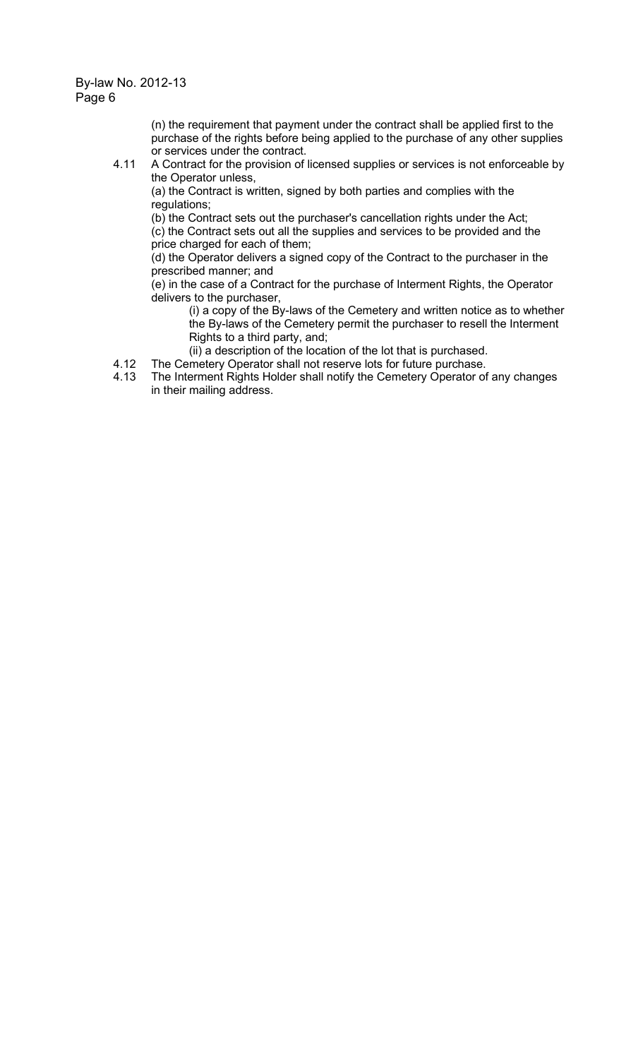(n) the requirement that payment under the contract shall be applied first to the purchase of the rights before being applied to the purchase of any other supplies or services under the contract.

4.11 A Contract for the provision of licensed supplies or services is not enforceable by the Operator unless,

(a) the Contract is written, signed by both parties and complies with the regulations;

(b) the Contract sets out the purchaser's cancellation rights under the Act;

(c) the Contract sets out all the supplies and services to be provided and the price charged for each of them;

(d) the Operator delivers a signed copy of the Contract to the purchaser in the prescribed manner; and

(e) in the case of a Contract for the purchase of Interment Rights, the Operator delivers to the purchaser,

(i) a copy of the By-laws of the Cemetery and written notice as to whether the By-laws of the Cemetery permit the purchaser to resell the Interment Rights to a third party, and;

(ii) a description of the location of the lot that is purchased.

4.12 The Cemetery Operator shall not reserve lots for future purchase.

4.13 The Interment Rights Holder shall notify the Cemetery Operator of any changes in their mailing address.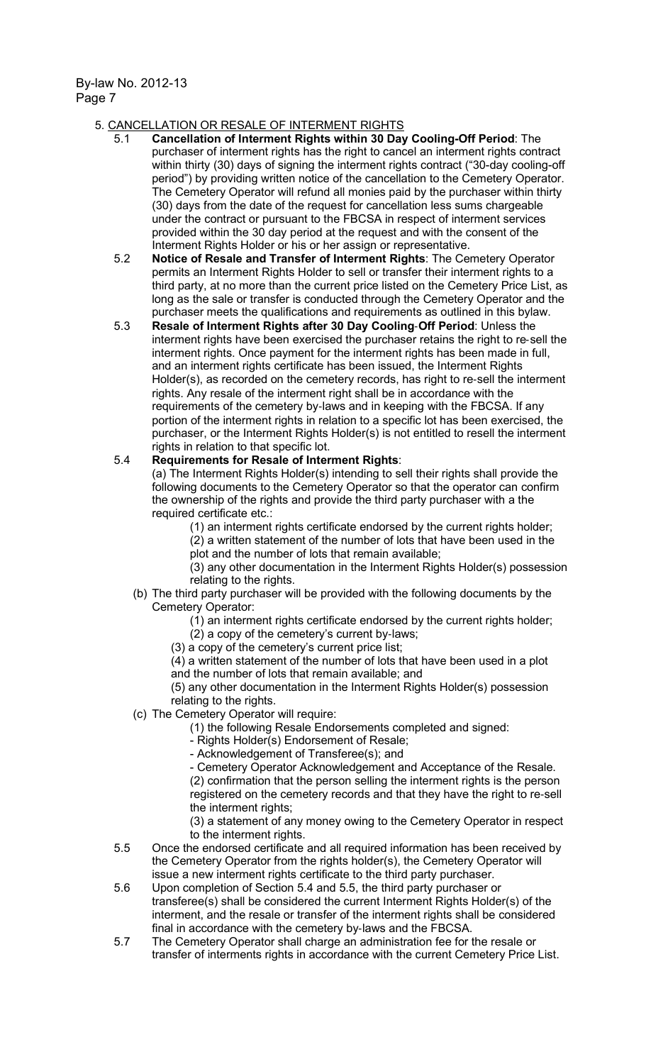## 5. CANCELLATION OR RESALE OF INTERMENT RIGHTS

5.1 **Cancellation of Interment Rights within 30 Day Cooling-Off Period**: The purchaser of interment rights has the right to cancel an interment rights contract within thirty (30) days of signing the interment rights contract ("30-day cooling-off period") by providing written notice of the cancellation to the Cemetery Operator. The Cemetery Operator will refund all monies paid by the purchaser within thirty (30) days from the date of the request for cancellation less sums chargeable under the contract or pursuant to the FBCSA in respect of interment services provided within the 30 day period at the request and with the consent of the Interment Rights Holder or his or her assign or representative.

5.2 **Notice of Resale and Transfer of Interment Rights**: The Cemetery Operator permits an Interment Rights Holder to sell or transfer their interment rights to a third party, at no more than the current price listed on the Cemetery Price List, as long as the sale or transfer is conducted through the Cemetery Operator and the purchaser meets the qualifications and requirements as outlined in this bylaw.

5.3 **Resale of Interment Rights after 30 Day Cooling-Off Period**: Unless the interment rights have been exercised the purchaser retains the right to re-sell the interment rights. Once payment for the interment rights has been made in full, and an interment rights certificate has been issued, the Interment Rights Holder(s), as recorded on the cemetery records, has right to re-sell the interment rights. Any resale of the interment right shall be in accordance with the requirements of the cemetery by-laws and in keeping with the FBCSA. If any portion of the interment rights in relation to a specific lot has been exercised, the purchaser, or the Interment Rights Holder(s) is not entitled to resell the interment rights in relation to that specific lot.

5.4 **Requirements for Resale of Interment Rights**:

(a) The Interment Rights Holder(s) intending to sell their rights shall provide the following documents to the Cemetery Operator so that the operator can confirm the ownership of the rights and provide the third party purchaser with a the required certificate etc.:

(1) an interment rights certificate endorsed by the current rights holder;
(2) a written statement of the number of lots that have been used in the plot and the number of lots that remain available;
(3) any other documentation in the Interment Rights Holder(s) possession relating to the rights.

(b) The third party purchaser will be provided with the following documents by the Cemetery Operator:

(1) an interment rights certificate endorsed by the current rights holder;
(2) a copy of the cemetery's current by-laws;
(3) a copy of the cemetery's current price list;
(4) a written statement of the number of lots that have been used in a plot and the number of lots that remain available; and
(5) any other documentation in the Interment Rights Holder(s) possession relating to the rights.

(c) The Cemetery Operator will require:

(1) the following Resale Endorsements completed and signed:
- Rights Holder(s) Endorsement of Resale;
- Acknowledgement of Transferee(s); and
- Cemetery Operator Acknowledgement and Acceptance of the Resale.

(2) confirmation that the person selling the interment rights is the person registered on the cemetery records and that they have the right to re-sell the interment rights;
(3) a statement of any money owing to the Cemetery Operator in respect to the interment rights.

5.5 Once the endorsed certificate and all required information has been received by the Cemetery Operator from the rights holder(s), the Cemetery Operator will issue a new interment rights certificate to the third party purchaser.

5.6 Upon completion of Section 5.4 and 5.5, the third party purchaser or transferee(s) shall be considered the current Interment Rights Holder(s) of the interment, and the resale or transfer of the interment rights shall be considered final in accordance with the cemetery by-laws and the FBCSA.

5.7 The Cemetery Operator shall charge an administration fee for the resale or transfer of interments rights in accordance with the current Cemetery Price List.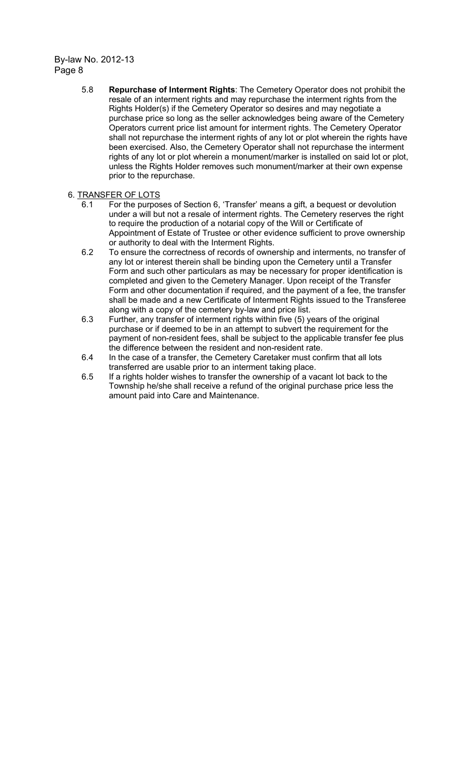5.8 **Repurchase of Interment Rights**: The Cemetery Operator does not prohibit the resale of an interment rights and may repurchase the interment rights from the Rights Holder(s) if the Cemetery Operator so desires and may negotiate a purchase price so long as the seller acknowledges being aware of the Cemetery Operators current price list amount for interment rights. The Cemetery Operator shall not repurchase the interment rights of any lot or plot wherein the rights have been exercised. Also, the Cemetery Operator shall not repurchase the interment rights of any lot or plot wherein a monument/marker is installed on said lot or plot, unless the Rights Holder removes such monument/marker at their own expense prior to the repurchase.

6. <u>TRANSFER OF LOTS</u>

6.1 For the purposes of Section 6, 'Transfer' means a gift, a bequest or devolution under a will but not a resale of interment rights. The Cemetery reserves the right to require the production of a notarial copy of the Will or Certificate of Appointment of Estate of Trustee or other evidence sufficient to prove ownership or authority to deal with the Interment Rights.

6.2 To ensure the correctness of records of ownership and interments, no transfer of any lot or interest therein shall be binding upon the Cemetery until a Transfer Form and such other particulars as may be necessary for proper identification is completed and given to the Cemetery Manager. Upon receipt of the Transfer Form and other documentation if required, and the payment of a fee, the transfer shall be made and a new Certificate of Interment Rights issued to the Transferee along with a copy of the cemetery by-law and price list.

6.3 Further, any transfer of interment rights within five (5) years of the original purchase or if deemed to be in an attempt to subvert the requirement for the payment of non-resident fees, shall be subject to the applicable transfer fee plus the difference between the resident and non-resident rate.

6.4 In the case of a transfer, the Cemetery Caretaker must confirm that all lots transferred are usable prior to an interment taking place.

6.5 If a rights holder wishes to transfer the ownership of a vacant lot back to the Township he/she shall receive a refund of the original purchase price less the amount paid into Care and Maintenance.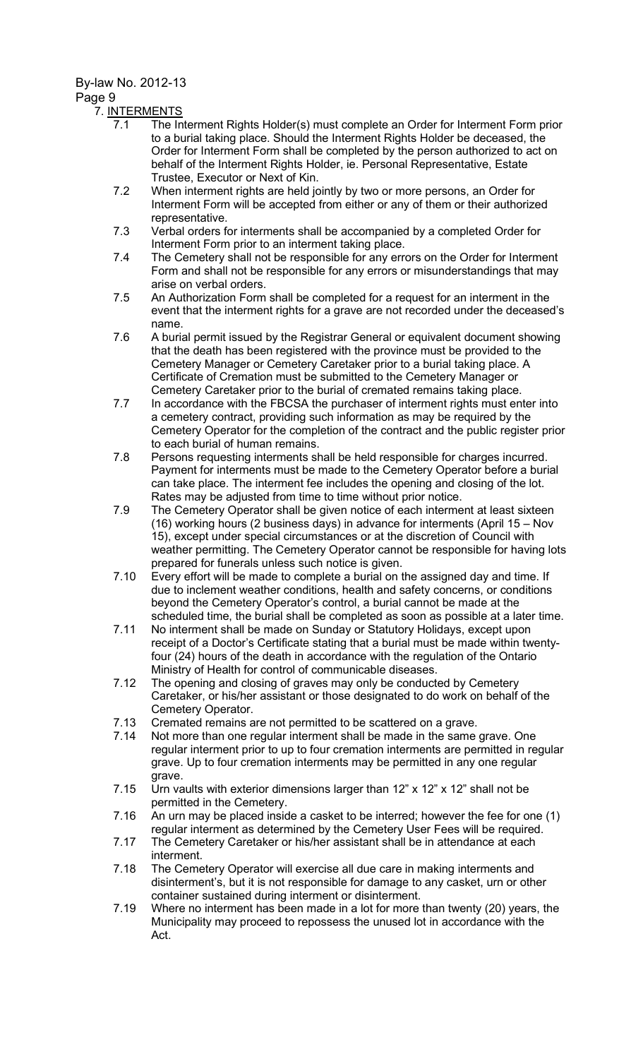## 7. INTERMENTS

7.1 The Interment Rights Holder(s) must complete an Order for Interment Form prior to a burial taking place. Should the Interment Rights Holder be deceased, the Order for Interment Form shall be completed by the person authorized to act on behalf of the Interment Rights Holder, ie. Personal Representative, Estate Trustee, Executor or Next of Kin.

7.2 When interment rights are held jointly by two or more persons, an Order for Interment Form will be accepted from either or any of them or their authorized representative.

7.3 Verbal orders for interments shall be accompanied by a completed Order for Interment Form prior to an interment taking place.

7.4 The Cemetery shall not be responsible for any errors on the Order for Interment Form and shall not be responsible for any errors or misunderstandings that may arise on verbal orders.

7.5 An Authorization Form shall be completed for a request for an interment in the event that the interment rights for a grave are not recorded under the deceased's name.

7.6 A burial permit issued by the Registrar General or equivalent document showing that the death has been registered with the province must be provided to the Cemetery Manager or Cemetery Caretaker prior to a burial taking place. A Certificate of Cremation must be submitted to the Cemetery Manager or Cemetery Caretaker prior to the burial of cremated remains taking place.

7.7 In accordance with the FBCSA the purchaser of interment rights must enter into a cemetery contract, providing such information as may be required by the Cemetery Operator for the completion of the contract and the public register prior to each burial of human remains.

7.8 Persons requesting interments shall be held responsible for charges incurred. Payment for interments must be made to the Cemetery Operator before a burial can take place. The interment fee includes the opening and closing of the lot. Rates may be adjusted from time to time without prior notice.

7.9 The Cemetery Operator shall be given notice of each interment at least sixteen (16) working hours (2 business days) in advance for interments (April 15 – Nov 15), except under special circumstances or at the discretion of Council with weather permitting. The Cemetery Operator cannot be responsible for having lots prepared for funerals unless such notice is given.

7.10 Every effort will be made to complete a burial on the assigned day and time. If due to inclement weather conditions, health and safety concerns, or conditions beyond the Cemetery Operator's control, a burial cannot be made at the scheduled time, the burial shall be completed as soon as possible at a later time.

7.11 No interment shall be made on Sunday or Statutory Holidays, except upon receipt of a Doctor's Certificate stating that a burial must be made within twenty-four (24) hours of the death in accordance with the regulation of the Ontario Ministry of Health for control of communicable diseases.

7.12 The opening and closing of graves may only be conducted by Cemetery Caretaker, or his/her assistant or those designated to do work on behalf of the Cemetery Operator.

7.13 Cremated remains are not permitted to be scattered on a grave.

7.14 Not more than one regular interment shall be made in the same grave. One regular interment prior to up to four cremation interments are permitted in regular grave. Up to four cremation interments may be permitted in any one regular grave.

7.15 Urn vaults with exterior dimensions larger than 12" x 12" x 12" shall not be permitted in the Cemetery.

7.16 An urn may be placed inside a casket to be interred; however the fee for one (1) regular interment as determined by the Cemetery User Fees will be required.

7.17 The Cemetery Caretaker or his/her assistant shall be in attendance at each interment.

7.18 The Cemetery Operator will exercise all due care in making interments and disinterment's, but it is not responsible for damage to any casket, urn or other container sustained during interment or disinterment.

7.19 Where no interment has been made in a lot for more than twenty (20) years, the Municipality may proceed to repossess the unused lot in accordance with the Act.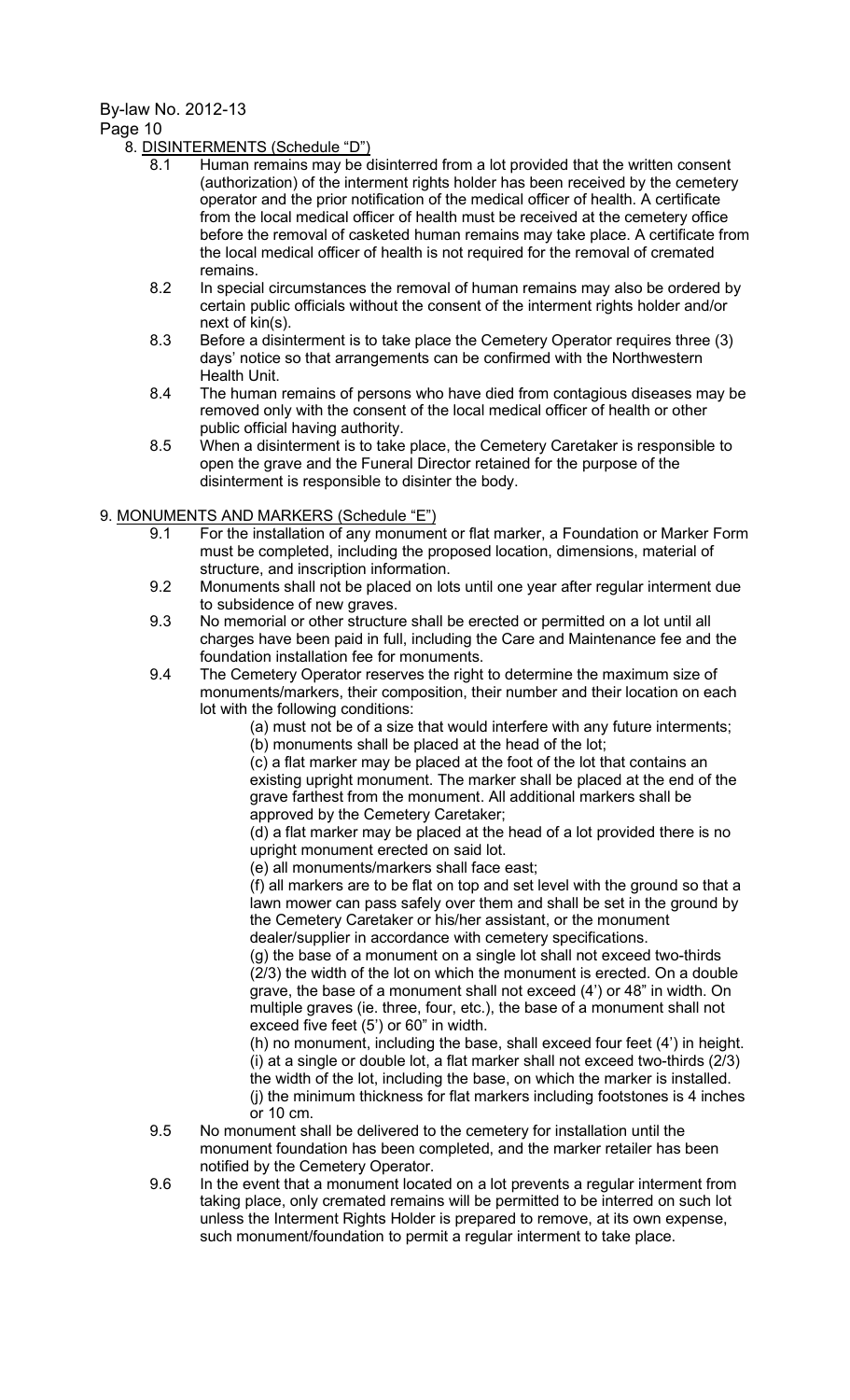## 8. DISINTERMENTS (Schedule "D")

8.1 Human remains may be disinterred from a lot provided that the written consent (authorization) of the interment rights holder has been received by the cemetery operator and the prior notification of the medical officer of health. A certificate from the local medical officer of health must be received at the cemetery office before the removal of casketed human remains may take place. A certificate from the local medical officer of health is not required for the removal of cremated remains.

8.2 In special circumstances the removal of human remains may also be ordered by certain public officials without the consent of the interment rights holder and/or next of kin(s).

8.3 Before a disinterment is to take place the Cemetery Operator requires three (3) days' notice so that arrangements can be confirmed with the Northwestern Health Unit.

8.4 The human remains of persons who have died from contagious diseases may be removed only with the consent of the local medical officer of health or other public official having authority.

8.5 When a disinterment is to take place, the Cemetery Caretaker is responsible to open the grave and the Funeral Director retained for the purpose of the disinterment is responsible to disinter the body.

## 9. MONUMENTS AND MARKERS (Schedule "E")

9.1 For the installation of any monument or flat marker, a Foundation or Marker Form must be completed, including the proposed location, dimensions, material of structure, and inscription information.

9.2 Monuments shall not be placed on lots until one year after regular interment due to subsidence of new graves.

9.3 No memorial or other structure shall be erected or permitted on a lot until all charges have been paid in full, including the Care and Maintenance fee and the foundation installation fee for monuments.

9.4 The Cemetery Operator reserves the right to determine the maximum size of monuments/markers, their composition, their number and their location on each lot with the following conditions:

(a) must not be of a size that would interfere with any future interments;

(b) monuments shall be placed at the head of the lot;

(c) a flat marker may be placed at the foot of the lot that contains an existing upright monument. The marker shall be placed at the end of the grave farthest from the monument. All additional markers shall be approved by the Cemetery Caretaker;

(d) a flat marker may be placed at the head of a lot provided there is no upright monument erected on said lot.

(e) all monuments/markers shall face east;

(f) all markers are to be flat on top and set level with the ground so that a lawn mower can pass safely over them and shall be set in the ground by the Cemetery Caretaker or his/her assistant, or the monument dealer/supplier in accordance with cemetery specifications.

(g) the base of a monument on a single lot shall not exceed two-thirds (2/3) the width of the lot on which the monument is erected. On a double grave, the base of a monument shall not exceed (4') or 48" in width. On multiple graves (ie. three, four, etc.), the base of a monument shall not exceed five feet (5') or 60" in width.

(h) no monument, including the base, shall exceed four feet (4') in height.

(i) at a single or double lot, a flat marker shall not exceed two-thirds (2/3) the width of the lot, including the base, on which the marker is installed.

(j) the minimum thickness for flat markers including footstones is 4 inches or 10 cm.

9.5 No monument shall be delivered to the cemetery for installation until the monument foundation has been completed, and the marker retailer has been notified by the Cemetery Operator.

9.6 In the event that a monument located on a lot prevents a regular interment from taking place, only cremated remains will be permitted to be interred on such lot unless the Interment Rights Holder is prepared to remove, at its own expense, such monument/foundation to permit a regular interment to take place.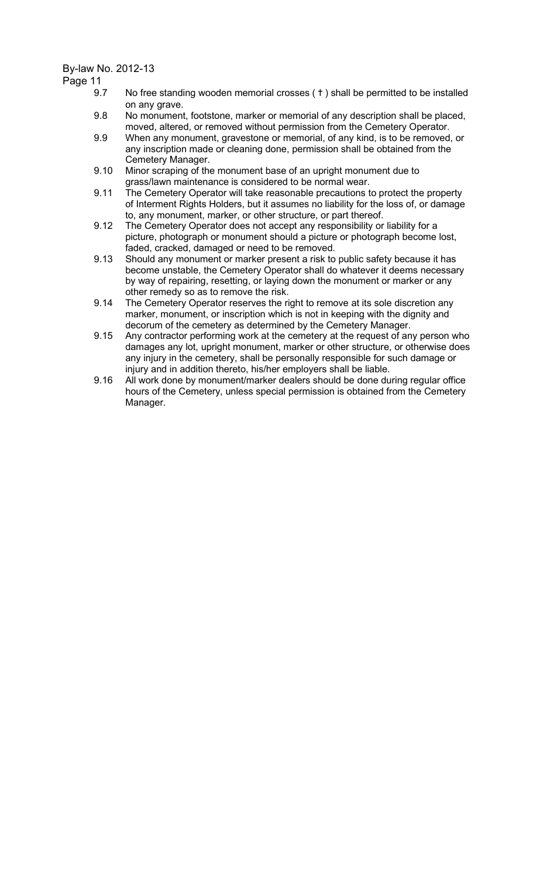9.7 No free standing wooden memorial crosses ( † ) shall be permitted to be installed on any grave.

9.8 No monument, footstone, marker or memorial of any description shall be placed, moved, altered, or removed without permission from the Cemetery Operator.

9.9 When any monument, gravestone or memorial, of any kind, is to be removed, or any inscription made or cleaning done, permission shall be obtained from the Cemetery Manager.

9.10 Minor scraping of the monument base of an upright monument due to grass/lawn maintenance is considered to be normal wear.

9.11 The Cemetery Operator will take reasonable precautions to protect the property of Interment Rights Holders, but it assumes no liability for the loss of, or damage to, any monument, marker, or other structure, or part thereof.

9.12 The Cemetery Operator does not accept any responsibility or liability for a picture, photograph or monument should a picture or photograph become lost, faded, cracked, damaged or need to be removed.

9.13 Should any monument or marker present a risk to public safety because it has become unstable, the Cemetery Operator shall do whatever it deems necessary by way of repairing, resetting, or laying down the monument or marker or any other remedy so as to remove the risk.

9.14 The Cemetery Operator reserves the right to remove at its sole discretion any marker, monument, or inscription which is not in keeping with the dignity and decorum of the cemetery as determined by the Cemetery Manager.

9.15 Any contractor performing work at the cemetery at the request of any person who damages any lot, upright monument, marker or other structure, or otherwise does any injury in the cemetery, shall be personally responsible for such damage or injury and in addition thereto, his/her employers shall be liable.

9.16 All work done by monument/marker dealers should be done during regular office hours of the Cemetery, unless special permission is obtained from the Cemetery Manager.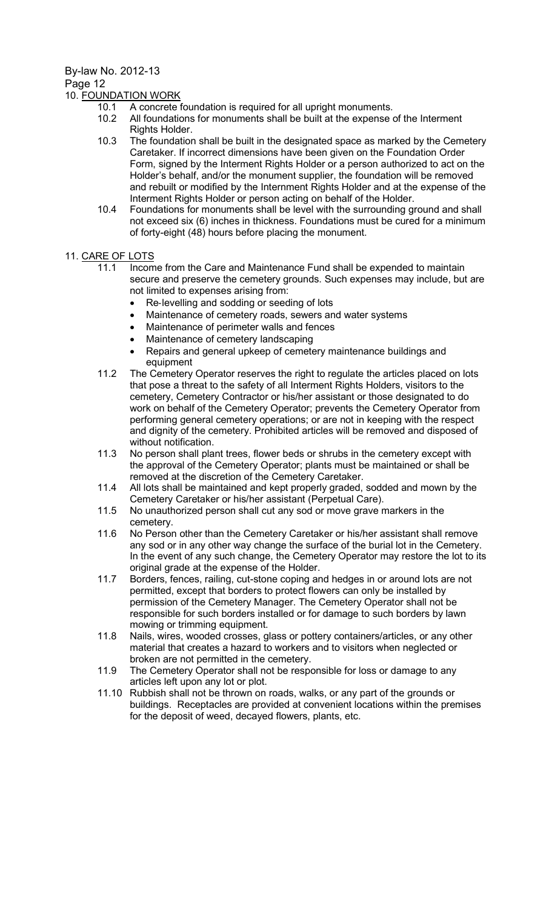## 10. FOUNDATION WORK

10.1 A concrete foundation is required for all upright monuments.

10.2 All foundations for monuments shall be built at the expense of the Interment Rights Holder.

10.3 The foundation shall be built in the designated space as marked by the Cemetery Caretaker. If incorrect dimensions have been given on the Foundation Order Form, signed by the Interment Rights Holder or a person authorized to act on the Holder's behalf, and/or the monument supplier, the foundation will be removed and rebuilt or modified by the Internment Rights Holder and at the expense of the Interment Rights Holder or person acting on behalf of the Holder.

10.4 Foundations for monuments shall be level with the surrounding ground and shall not exceed six (6) inches in thickness. Foundations must be cured for a minimum of forty-eight (48) hours before placing the monument.

## 11. CARE OF LOTS

11.1 Income from the Care and Maintenance Fund shall be expended to maintain secure and preserve the cemetery grounds. Such expenses may include, but are not limited to expenses arising from:

- Re-levelling and sodding or seeding of lots
- Maintenance of cemetery roads, sewers and water systems
- Maintenance of perimeter walls and fences
- Maintenance of cemetery landscaping
- Repairs and general upkeep of cemetery maintenance buildings and equipment

11.2 The Cemetery Operator reserves the right to regulate the articles placed on lots that pose a threat to the safety of all Interment Rights Holders, visitors to the cemetery, Cemetery Contractor or his/her assistant or those designated to do work on behalf of the Cemetery Operator; prevents the Cemetery Operator from performing general cemetery operations; or are not in keeping with the respect and dignity of the cemetery. Prohibited articles will be removed and disposed of without notification.

11.3 No person shall plant trees, flower beds or shrubs in the cemetery except with the approval of the Cemetery Operator; plants must be maintained or shall be removed at the discretion of the Cemetery Caretaker.

11.4 All lots shall be maintained and kept properly graded, sodded and mown by the Cemetery Caretaker or his/her assistant (Perpetual Care).

11.5 No unauthorized person shall cut any sod or move grave markers in the cemetery.

11.6 No Person other than the Cemetery Caretaker or his/her assistant shall remove any sod or in any other way change the surface of the burial lot in the Cemetery. In the event of any such change, the Cemetery Operator may restore the lot to its original grade at the expense of the Holder.

11.7 Borders, fences, railing, cut-stone coping and hedges in or around lots are not permitted, except that borders to protect flowers can only be installed by permission of the Cemetery Manager. The Cemetery Operator shall not be responsible for such borders installed or for damage to such borders by lawn mowing or trimming equipment.

11.8 Nails, wires, wooded crosses, glass or pottery containers/articles, or any other material that creates a hazard to workers and to visitors when neglected or broken are not permitted in the cemetery.

11.9 The Cemetery Operator shall not be responsible for loss or damage to any articles left upon any lot or plot.

11.10 Rubbish shall not be thrown on roads, walks, or any part of the grounds or buildings. Receptacles are provided at convenient locations within the premises for the deposit of weed, decayed flowers, plants, etc.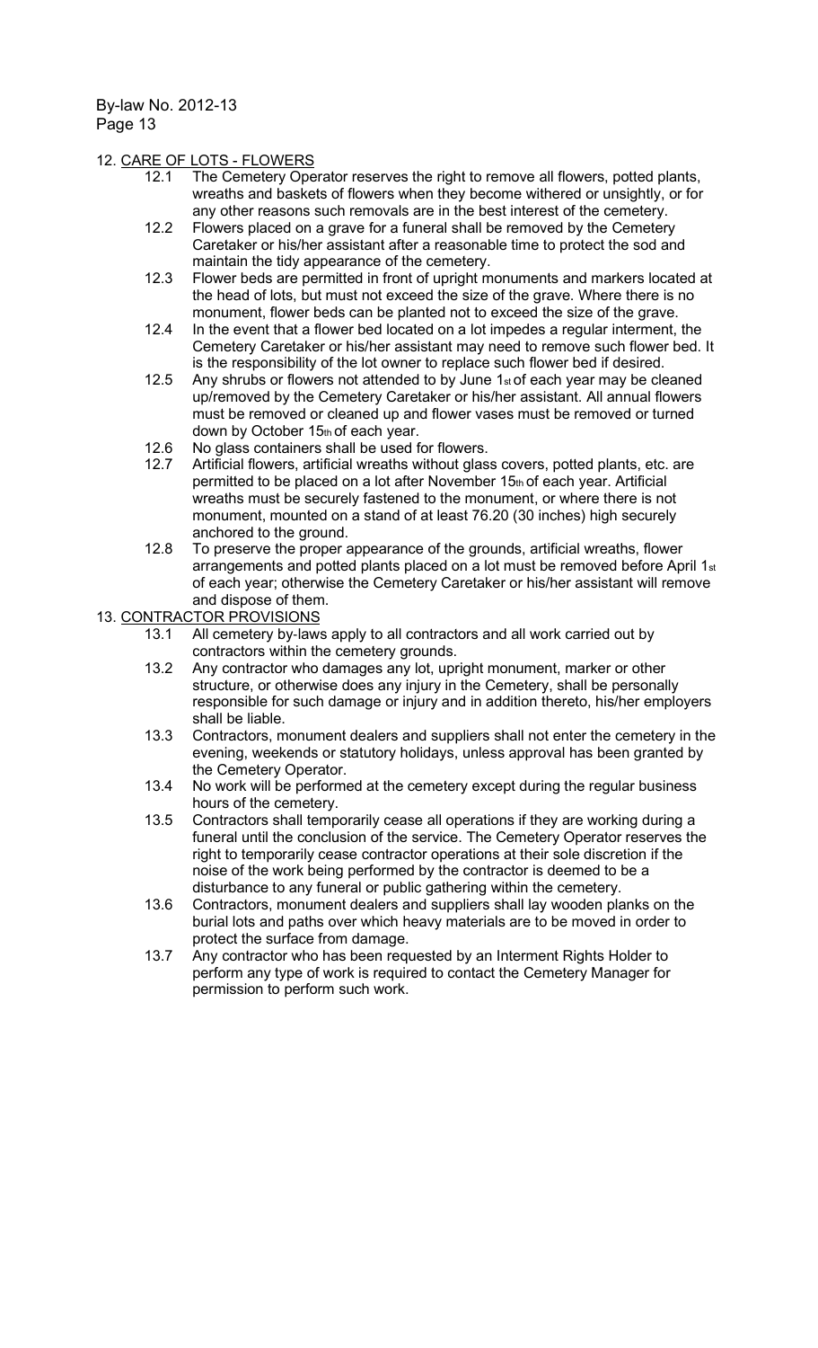## 12. CARE OF LOTS - FLOWERS

12.1 The Cemetery Operator reserves the right to remove all flowers, potted plants, wreaths and baskets of flowers when they become withered or unsightly, or for any other reasons such removals are in the best interest of the cemetery.

12.2 Flowers placed on a grave for a funeral shall be removed by the Cemetery Caretaker or his/her assistant after a reasonable time to protect the sod and maintain the tidy appearance of the cemetery.

12.3 Flower beds are permitted in front of upright monuments and markers located at the head of lots, but must not exceed the size of the grave. Where there is no monument, flower beds can be planted not to exceed the size of the grave.

12.4 In the event that a flower bed located on a lot impedes a regular interment, the Cemetery Caretaker or his/her assistant may need to remove such flower bed. It is the responsibility of the lot owner to replace such flower bed if desired.

12.5 Any shrubs or flowers not attended to by June 1st of each year may be cleaned up/removed by the Cemetery Caretaker or his/her assistant. All annual flowers must be removed or cleaned up and flower vases must be removed or turned down by October 15th of each year.

12.6 No glass containers shall be used for flowers.

12.7 Artificial flowers, artificial wreaths without glass covers, potted plants, etc. are permitted to be placed on a lot after November 15th of each year. Artificial wreaths must be securely fastened to the monument, or where there is not monument, mounted on a stand of at least 76.20 (30 inches) high securely anchored to the ground.

12.8 To preserve the proper appearance of the grounds, artificial wreaths, flower arrangements and potted plants placed on a lot must be removed before April 1st of each year; otherwise the Cemetery Caretaker or his/her assistant will remove and dispose of them.

## 13. CONTRACTOR PROVISIONS

13.1 All cemetery by-laws apply to all contractors and all work carried out by contractors within the cemetery grounds.

13.2 Any contractor who damages any lot, upright monument, marker or other structure, or otherwise does any injury in the Cemetery, shall be personally responsible for such damage or injury and in addition thereto, his/her employers shall be liable.

13.3 Contractors, monument dealers and suppliers shall not enter the cemetery in the evening, weekends or statutory holidays, unless approval has been granted by the Cemetery Operator.

13.4 No work will be performed at the cemetery except during the regular business hours of the cemetery.

13.5 Contractors shall temporarily cease all operations if they are working during a funeral until the conclusion of the service. The Cemetery Operator reserves the right to temporarily cease contractor operations at their sole discretion if the noise of the work being performed by the contractor is deemed to be a disturbance to any funeral or public gathering within the cemetery.

13.6 Contractors, monument dealers and suppliers shall lay wooden planks on the burial lots and paths over which heavy materials are to be moved in order to protect the surface from damage.

13.7 Any contractor who has been requested by an Interment Rights Holder to perform any type of work is required to contact the Cemetery Manager for permission to perform such work.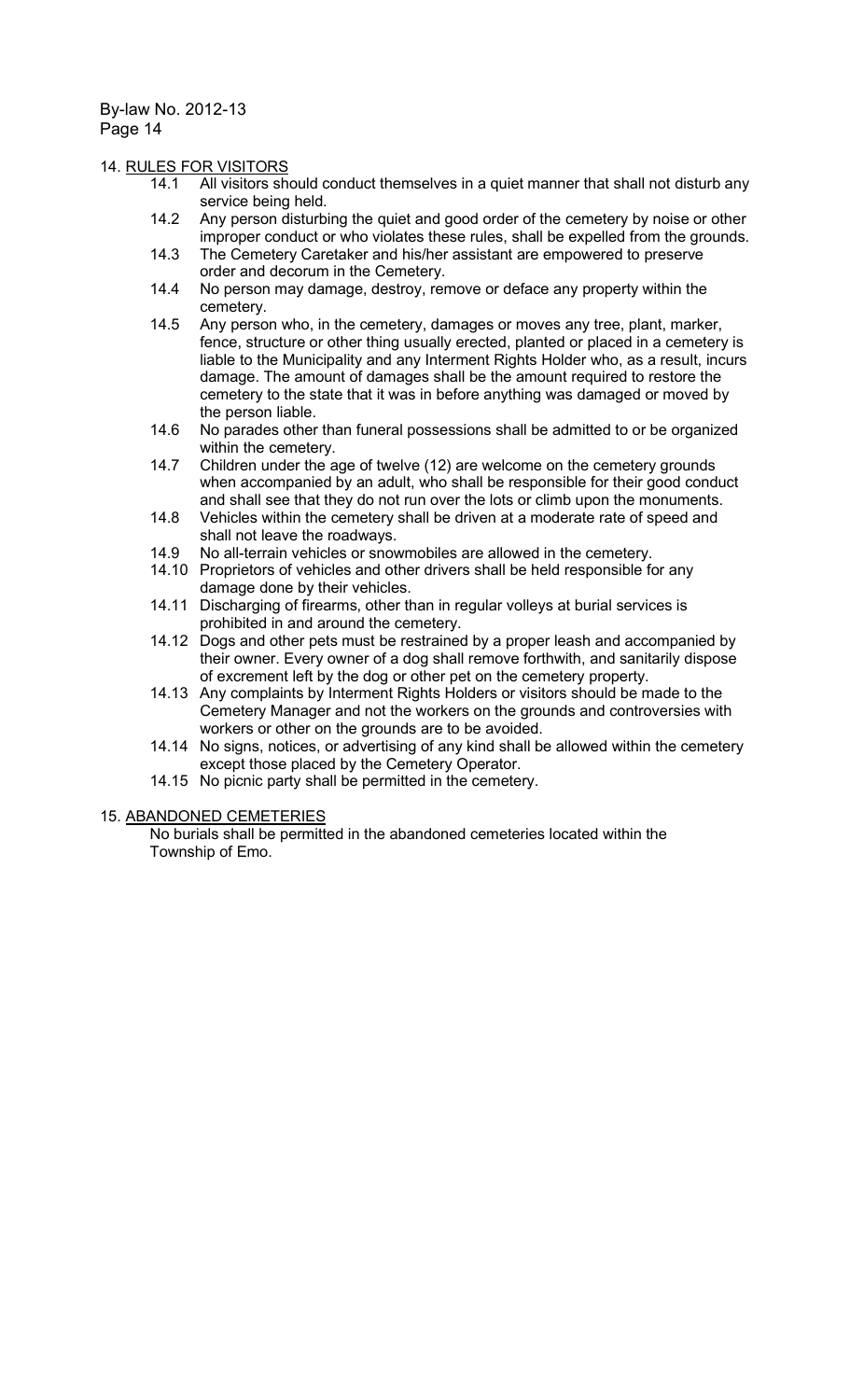## 14. RULES FOR VISITORS

- 14.1 All visitors should conduct themselves in a quiet manner that shall not disturb any service being held.
- 14.2 Any person disturbing the quiet and good order of the cemetery by noise or other improper conduct or who violates these rules, shall be expelled from the grounds.
- 14.3 The Cemetery Caretaker and his/her assistant are empowered to preserve order and decorum in the Cemetery.
- 14.4 No person may damage, destroy, remove or deface any property within the cemetery.
- 14.5 Any person who, in the cemetery, damages or moves any tree, plant, marker, fence, structure or other thing usually erected, planted or placed in a cemetery is liable to the Municipality and any Interment Rights Holder who, as a result, incurs damage. The amount of damages shall be the amount required to restore the cemetery to the state that it was in before anything was damaged or moved by the person liable.
- 14.6 No parades other than funeral possessions shall be admitted to or be organized within the cemetery.
- 14.7 Children under the age of twelve (12) are welcome on the cemetery grounds when accompanied by an adult, who shall be responsible for their good conduct and shall see that they do not run over the lots or climb upon the monuments.
- 14.8 Vehicles within the cemetery shall be driven at a moderate rate of speed and shall not leave the roadways.
- 14.9 No all-terrain vehicles or snowmobiles are allowed in the cemetery.
- 14.10 Proprietors of vehicles and other drivers shall be held responsible for any damage done by their vehicles.
- 14.11 Discharging of firearms, other than in regular volleys at burial services is prohibited in and around the cemetery.
- 14.12 Dogs and other pets must be restrained by a proper leash and accompanied by their owner. Every owner of a dog shall remove forthwith, and sanitarily dispose of excrement left by the dog or other pet on the cemetery property.
- 14.13 Any complaints by Interment Rights Holders or visitors should be made to the Cemetery Manager and not the workers on the grounds and controversies with workers or other on the grounds are to be avoided.
- 14.14 No signs, notices, or advertising of any kind shall be allowed within the cemetery except those placed by the Cemetery Operator.
- 14.15 No picnic party shall be permitted in the cemetery.

## 15. ABANDONED CEMETERIES

No burials shall be permitted in the abandoned cemeteries located within the Township of Emo.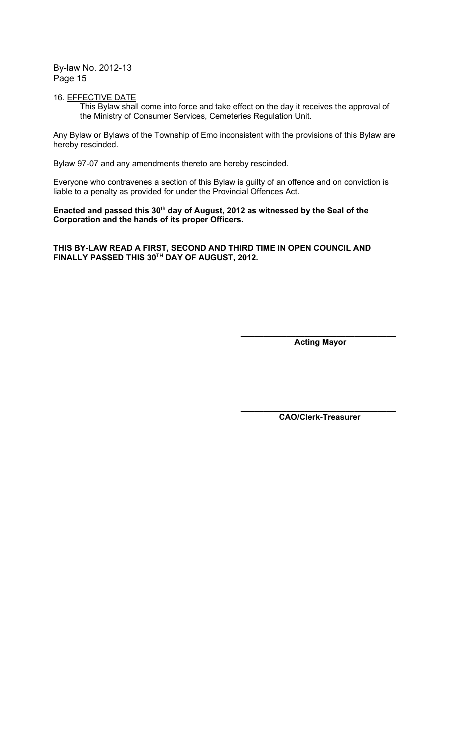16. EFFECTIVE DATE

This Bylaw shall come into force and take effect on the day it receives the approval of the Ministry of Consumer Services, Cemeteries Regulation Unit.

Any Bylaw or Bylaws of the Township of Emo inconsistent with the provisions of this Bylaw are hereby rescinded.

Bylaw 97-07 and any amendments thereto are hereby rescinded.

Everyone who contravenes a section of this Bylaw is guilty of an offence and on conviction is liable to a penalty as provided for under the Provincial Offences Act.

**Enacted and passed this 30th day of August, 2012 as witnessed by the Seal of the Corporation and the hands of its proper Officers.**

**THIS BY-LAW READ A FIRST, SECOND AND THIRD TIME IN OPEN COUNCIL AND FINALLY PASSED THIS 30TH DAY OF AUGUST, 2012.**

\_\_\_\_\_\_\_\_\_\_\_\_\_\_\_\_\_\_\_\_\_\_\_\_\_\_\_\_\_\_\_\_
**Acting Mayor**

\_\_\_\_\_\_\_\_\_\_\_\_\_\_\_\_\_\_\_\_\_\_\_\_\_\_\_\_\_\_\_\_
**CAO/Clerk-Treasurer**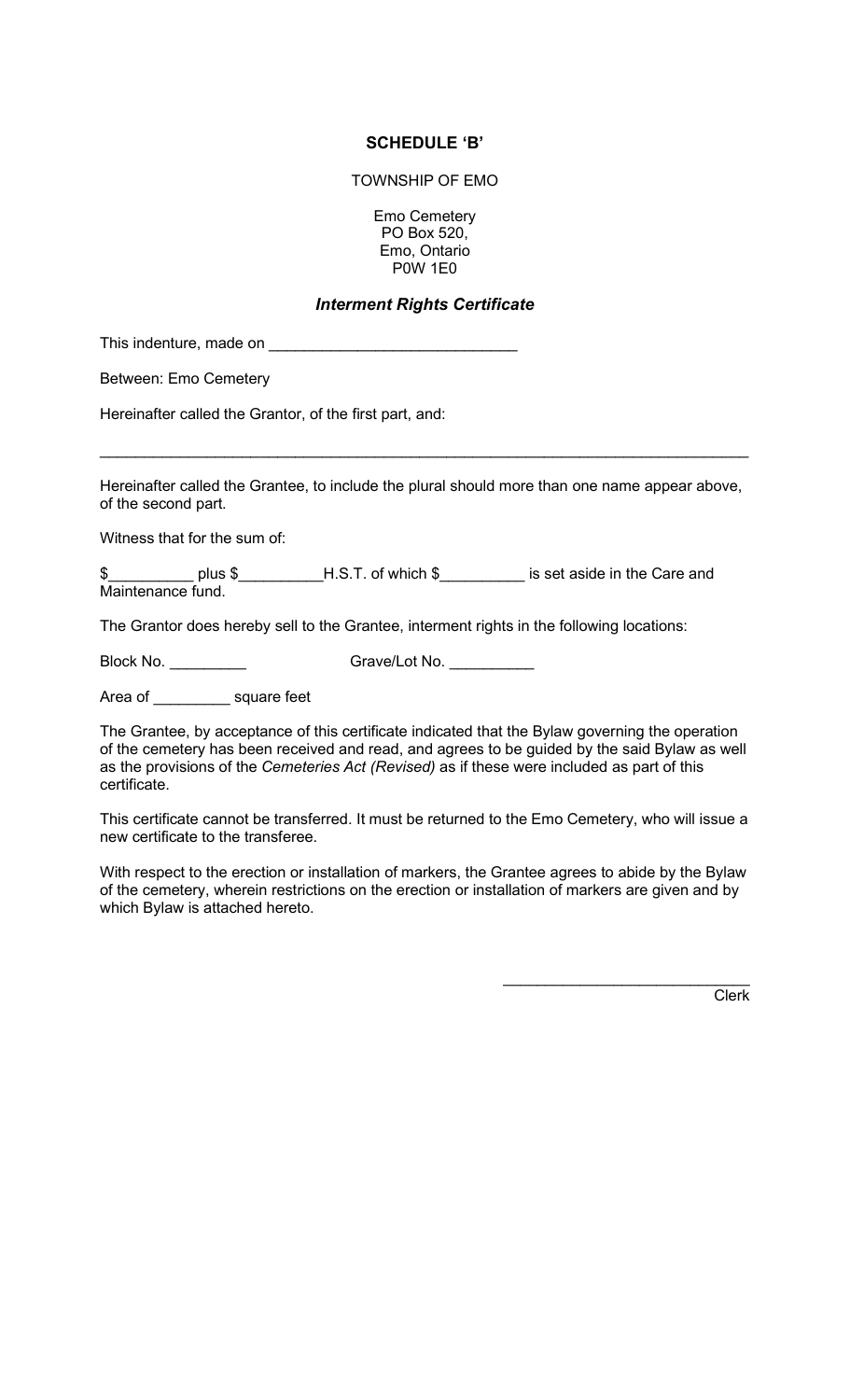**SCHEDULE 'B'**

TOWNSHIP OF EMO

Emo Cemetery
PO Box 520,
Emo, Ontario
P0W 1E0

***Interment Rights Certificate***

This indenture, made on _____________________________

Between: Emo Cemetery

Hereinafter called the Grantor, of the first part, and:

_____________________________________________________________________________

Hereinafter called the Grantee, to include the plural should more than one name appear above, of the second part.

Witness that for the sum of:

$__________ plus $__________H.S.T. of which $__________ is set aside in the Care and Maintenance fund.

The Grantor does hereby sell to the Grantee, interment rights in the following locations:

Block No. _________ Grave/Lot No. __________

Area of _________ square feet

The Grantee, by acceptance of this certificate indicated that the Bylaw governing the operation of the cemetery has been received and read, and agrees to be guided by the said Bylaw as well as the provisions of the *Cemeteries Act (Revised)* as if these were included as part of this certificate.

This certificate cannot be transferred. It must be returned to the Emo Cemetery, who will issue a new certificate to the transferee.

With respect to the erection or installation of markers, the Grantee agrees to abide by the Bylaw of the cemetery, wherein restrictions on the erection or installation of markers are given and by which Bylaw is attached hereto.

_____________________________
Clerk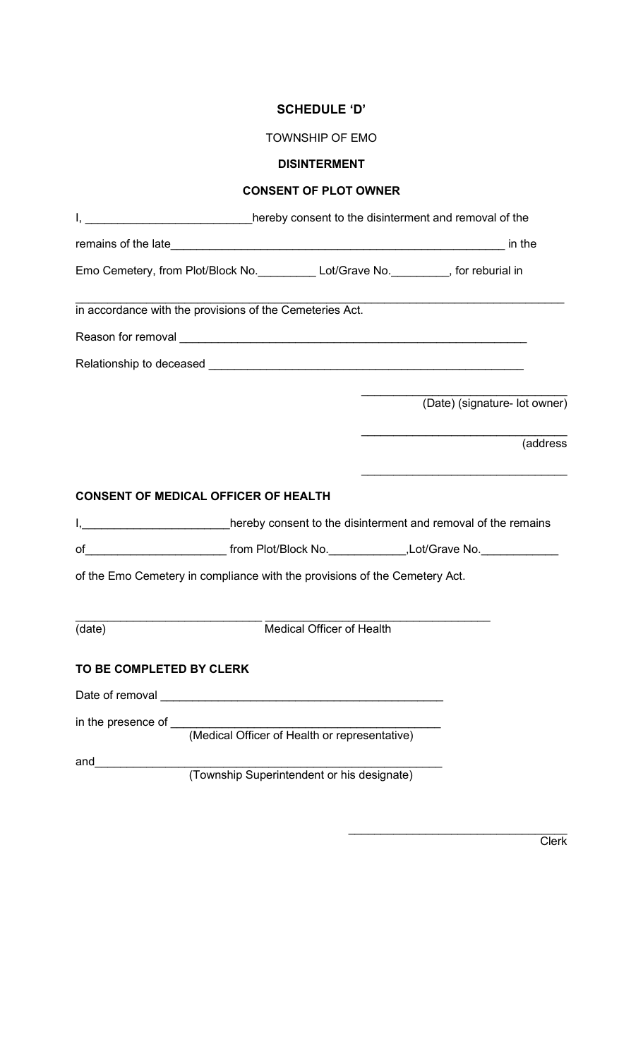**SCHEDULE 'D'**

TOWNSHIP OF EMO

**DISINTERMENT**

**CONSENT OF PLOT OWNER**

I, __________________________hereby consent to the disinterment and removal of the

remains of the late_____________________________________________________ in the

Emo Cemetery, from Plot/Block No._________ Lot/Grave No._________, for reburial in

_________________________________________________________________________

in accordance with the provisions of the Cemeteries Act.

Reason for removal ________________________________________________________

Relationship to deceased __________________________________________________

_________________________________
(Date) (signature- lot owner)

_________________________________
(address

_________________________________

**CONSENT OF MEDICAL OFFICER OF HEALTH**

I,_______________________hereby consent to the disinterment and removal of the remains

of______________________ from Plot/Block No.____________,Lot/Grave No.____________

of the Emo Cemetery in compliance with the provisions of the Cemetery Act.

_____________________________ __________________________________
(date) Medical Officer of Health

**TO BE COMPLETED BY CLERK**

Date of removal ____________________________________________

in the presence of __________________________________________
(Medical Officer of Health or representative)

and________________________________________________________
(Township Superintendent or his designate)

_________________________________
Clerk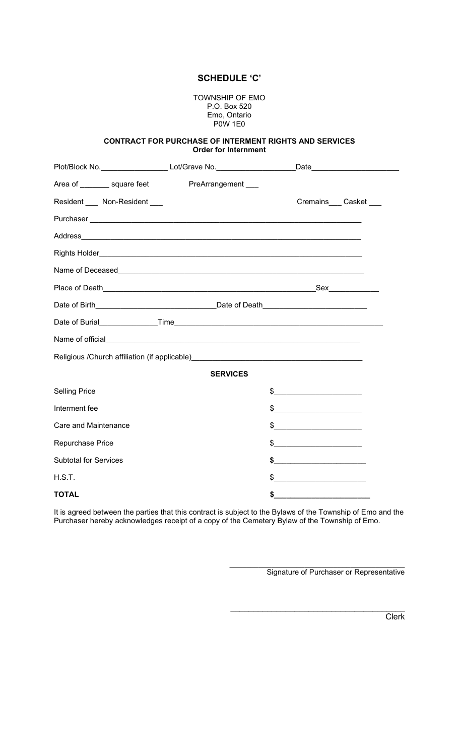## SCHEDULE 'C'

TOWNSHIP OF EMO
P.O. Box 520
Emo, Ontario
P0W 1E0

**CONTRACT FOR PURCHASE OF INTERMENT RIGHTS AND SERVICES**
**Order for Internment**

Plot/Block No.________________ Lot/Grave No.__________________ Date____________________

Area of _______ square feet PreArrangement ___

Resident ___ Non-Resident ___ Cremains___ Casket ___

Purchaser ________________________________________________________________

Address__________________________________________________________________

Rights Holder______________________________________________________________

Name of Deceased__________________________________________________________

Place of Death____________________________________________Sex____________

Date of Birth___________________________Date of Death________________________

Date of Burial______________Time___________________________________________

Name of official____________________________________________________________

Religious /Church affiliation (if applicable)_____________________________________

**SERVICES**

| | |
|---|---|
| Selling Price | $____________________ |
| Interment fee | $____________________ |
| Care and Maintenance | $____________________ |
| Repurchase Price | $____________________ |
| Subtotal for Services | **$____________________** |
| H.S.T. | $____________________ |
| **TOTAL** | **$____________________** |

It is agreed between the parties that this contract is subject to the Bylaws of the Township of Emo and the Purchaser hereby acknowledges receipt of a copy of the Cemetery Bylaw of the Township of Emo.

_________________________________________
Signature of Purchaser or Representative

_________________________________________
Clerk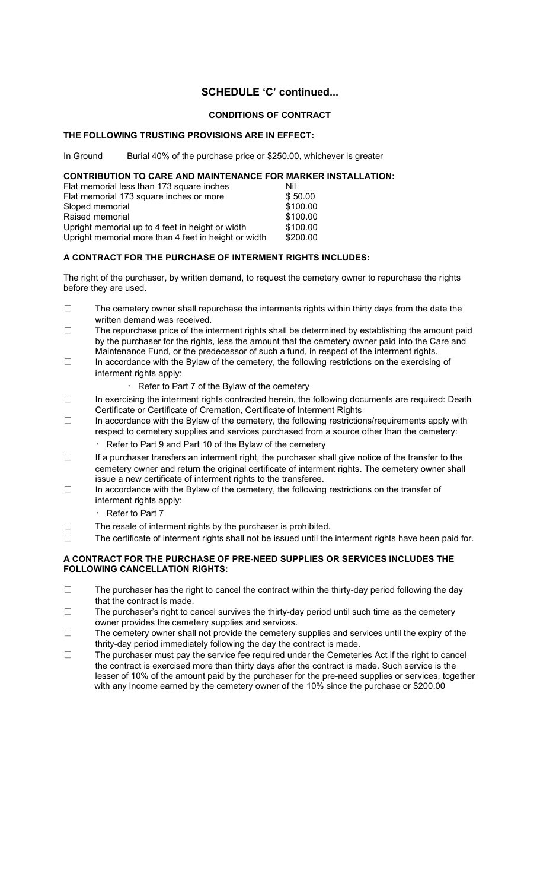## SCHEDULE 'C' continued...

### CONDITIONS OF CONTRACT

**THE FOLLOWING TRUSTING PROVISIONS ARE IN EFFECT:**

In Ground Burial 40% of the purchase price or $250.00, whichever is greater

**CONTRIBUTION TO CARE AND MAINTENANCE FOR MARKER INSTALLATION:**

| | |
|---|---|
| Flat memorial less than 173 square inches | Nil |
| Flat memorial 173 square inches or more | $ 50.00 |
| Sloped memorial | $100.00 |
| Raised memorial | $100.00 |
| Upright memorial up to 4 feet in height or width | $100.00 |
| Upright memorial more than 4 feet in height or width | $200.00 |

**A CONTRACT FOR THE PURCHASE OF INTERMENT RIGHTS INCLUDES:**

The right of the purchaser, by written demand, to request the cemetery owner to repurchase the rights before they are used.

- ☐ The cemetery owner shall repurchase the interments rights within thirty days from the date the written demand was received.
- ☐ The repurchase price of the interment rights shall be determined by establishing the amount paid by the purchaser for the rights, less the amount that the cemetery owner paid into the Care and Maintenance Fund, or the predecessor of such a fund, in respect of the interment rights.
- ☐ In accordance with the Bylaw of the cemetery, the following restrictions on the exercising of interment rights apply:
  - Refer to Part 7 of the Bylaw of the cemetery
- ☐ In exercising the interment rights contracted herein, the following documents are required: Death Certificate or Certificate of Cremation, Certificate of Interment Rights
- ☐ In accordance with the Bylaw of the cemetery, the following restrictions/requirements apply with respect to cemetery supplies and services purchased from a source other than the cemetery:
  - Refer to Part 9 and Part 10 of the Bylaw of the cemetery
- ☐ If a purchaser transfers an interment right, the purchaser shall give notice of the transfer to the cemetery owner and return the original certificate of interment rights. The cemetery owner shall issue a new certificate of interment rights to the transferee.
- ☐ In accordance with the Bylaw of the cemetery, the following restrictions on the transfer of interment rights apply:
  - Refer to Part 7
- ☐ The resale of interment rights by the purchaser is prohibited.
- ☐ The certificate of interment rights shall not be issued until the interment rights have been paid for.

**A CONTRACT FOR THE PURCHASE OF PRE-NEED SUPPLIES OR SERVICES INCLUDES THE FOLLOWING CANCELLATION RIGHTS:**

- ☐ The purchaser has the right to cancel the contract within the thirty-day period following the day that the contract is made.
- ☐ The purchaser's right to cancel survives the thirty-day period until such time as the cemetery owner provides the cemetery supplies and services.
- ☐ The cemetery owner shall not provide the cemetery supplies and services until the expiry of the thrity-day period immediately following the day the contract is made.
- ☐ The purchaser must pay the service fee required under the Cemeteries Act if the right to cancel the contract is exercised more than thirty days after the contract is made. Such service is the lesser of 10% of the amount paid by the purchaser for the pre-need supplies or services, together with any income earned by the cemetery owner of the 10% since the purchase or $200.00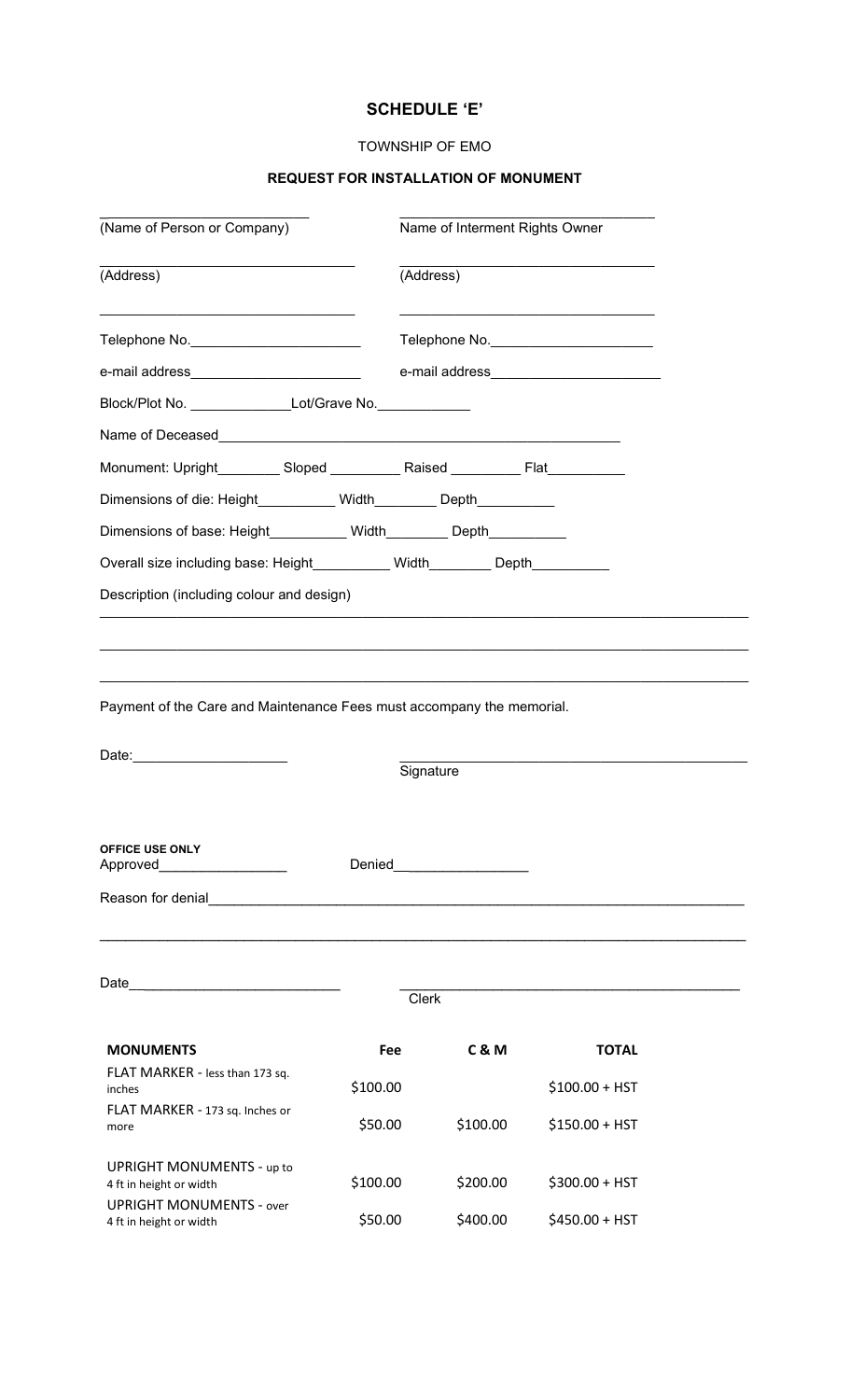# SCHEDULE 'E'

TOWNSHIP OF EMO

**REQUEST FOR INSTALLATION OF MONUMENT**

| ___________________________ | ___________________________ |
|---|---|
| (Name of Person or Company) | Name of Interment Rights Owner |
| ___________________________ (Address) | ___________________________ (Address) |
| ___________________________ | ___________________________ |
| Telephone No.______________________ | Telephone No.______________________ |
| e-mail address______________________ | e-mail address______________________ |

Block/Plot No. _____________Lot/Grave No.____________

Name of Deceased_____________________________________________________

Monument: Upright________ Sloped _________ Raised _________ Flat__________

Dimensions of die: Height__________ Width________ Depth__________

Dimensions of base: Height__________ Width________ Depth__________

Overall size including base: Height__________ Width________ Depth__________

Description (including colour and design)

_____________________________________________________________________________

_____________________________________________________________________________

_____________________________________________________________________________

Payment of the Care and Maintenance Fees must accompany the memorial.

Date:____________________ ______________________________________________ Signature

**OFFICE USE ONLY**

Approved_________________ Denied_________________

Reason for denial_____________________________________________________________

_____________________________________________________________________________

Date___________________________ ______________________________________________ Clerk

| **MONUMENTS** | **Fee** | **C & M** | **TOTAL** |
|---|---|---|---|
| FLAT MARKER - less than 173 sq. inches | $100.00 | | $100.00 + HST |
| FLAT MARKER - 173 sq. Inches or more | $50.00 | $100.00 | $150.00 + HST |
| UPRIGHT MONUMENTS - up to 4 ft in height or width | $100.00 | $200.00 | $300.00 + HST |
| UPRIGHT MONUMENTS - over 4 ft in height or width | $50.00 | $400.00 | $450.00 + HST |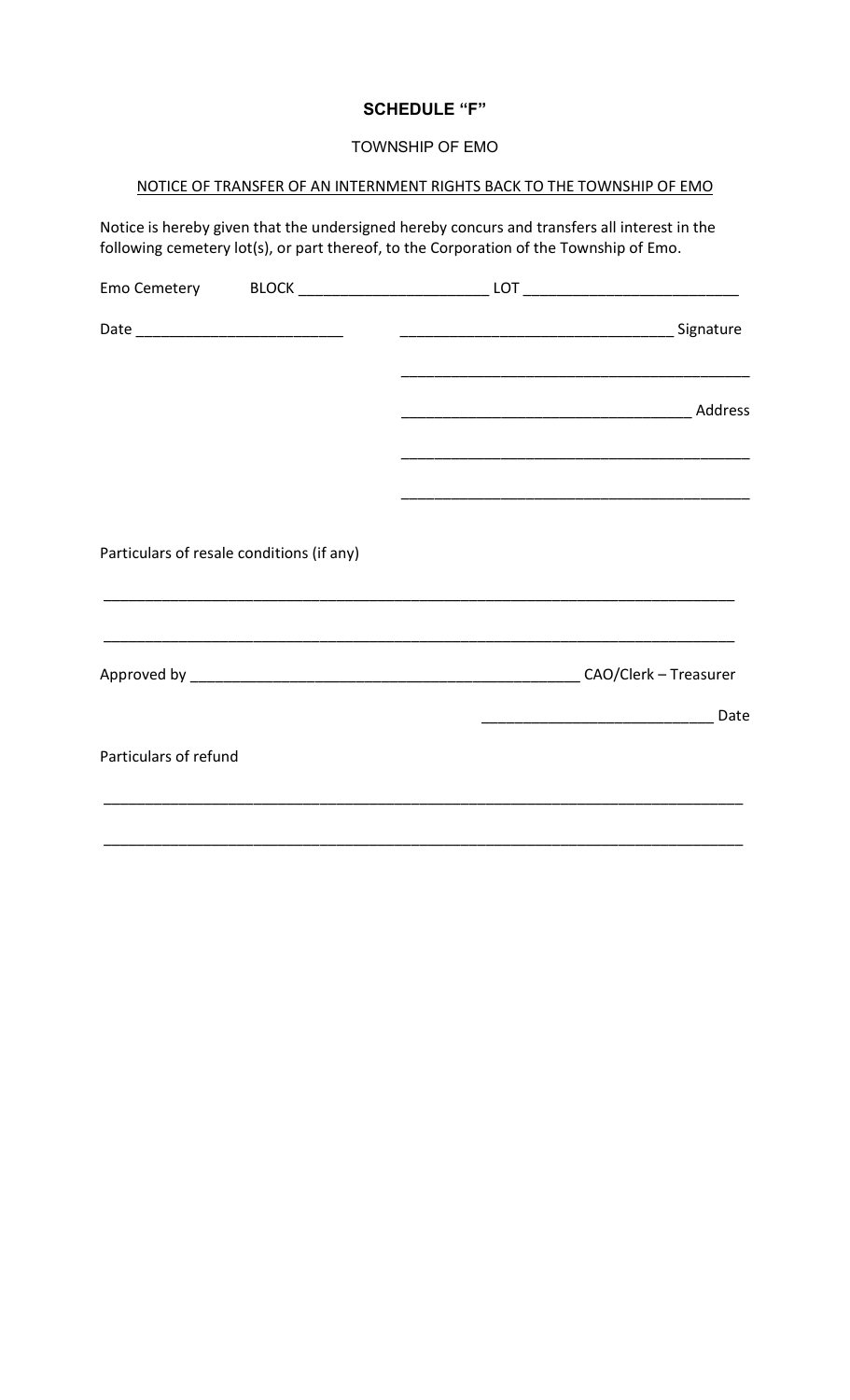**SCHEDULE "F"**

TOWNSHIP OF EMO

NOTICE OF TRANSFER OF AN INTERNMENT RIGHTS BACK TO THE TOWNSHIP OF EMO

Notice is hereby given that the undersigned hereby concurs and transfers all interest in the following cemetery lot(s), or part thereof, to the Corporation of the Township of Emo.

Emo Cemetery BLOCK ______________________ LOT _________________________

Date _________________________ ________________________________ Signature

__________________________________________

__________________________________ Address

__________________________________________

__________________________________________

Particulars of resale conditions (if any)

______________________________________________________________________________

______________________________________________________________________________

Approved by _______________________________________________ CAO/Clerk – Treasurer

___________________________ Date

Particulars of refund

______________________________________________________________________________

______________________________________________________________________________